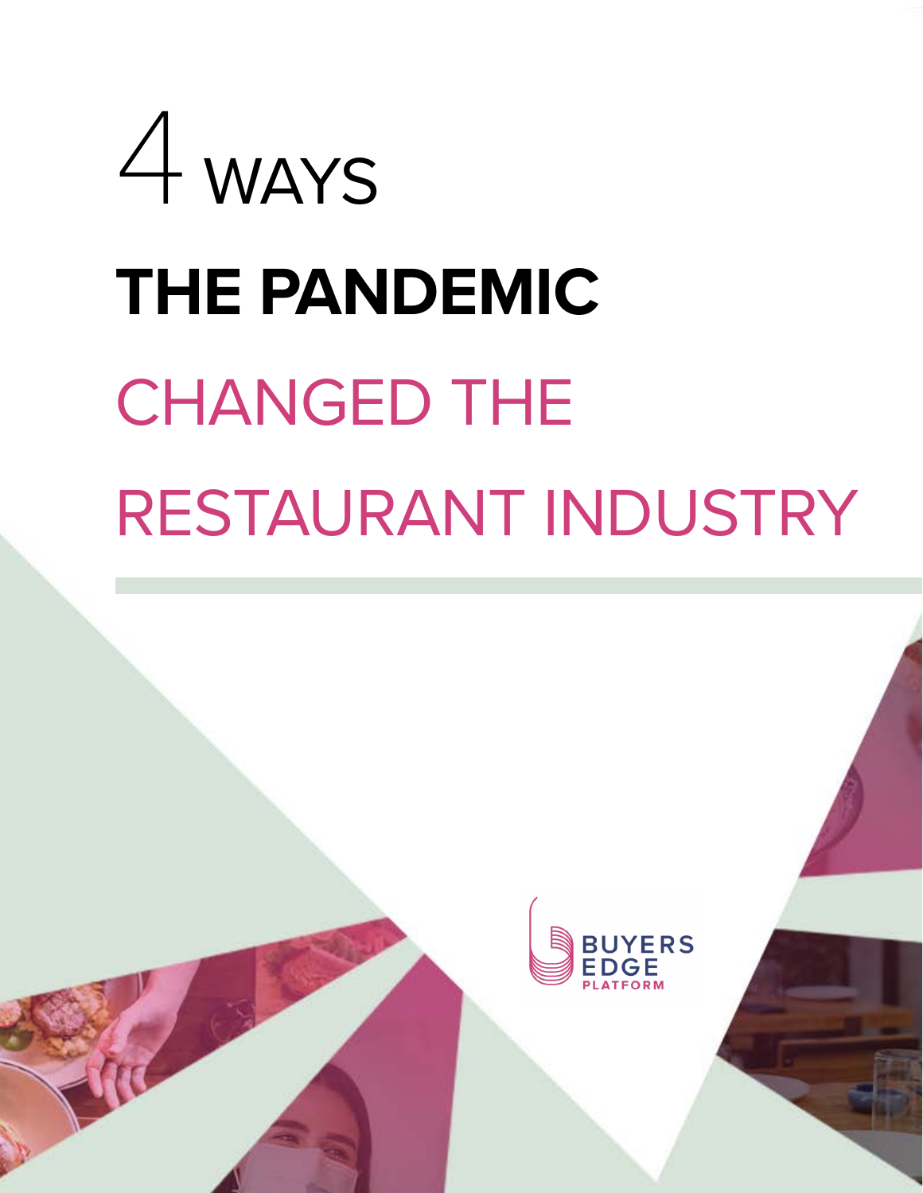# 4 WAYS THE PANDEMIC CHANGED THE RESTAURANT INDUSTRY

BUYERS EDGE PLATFORM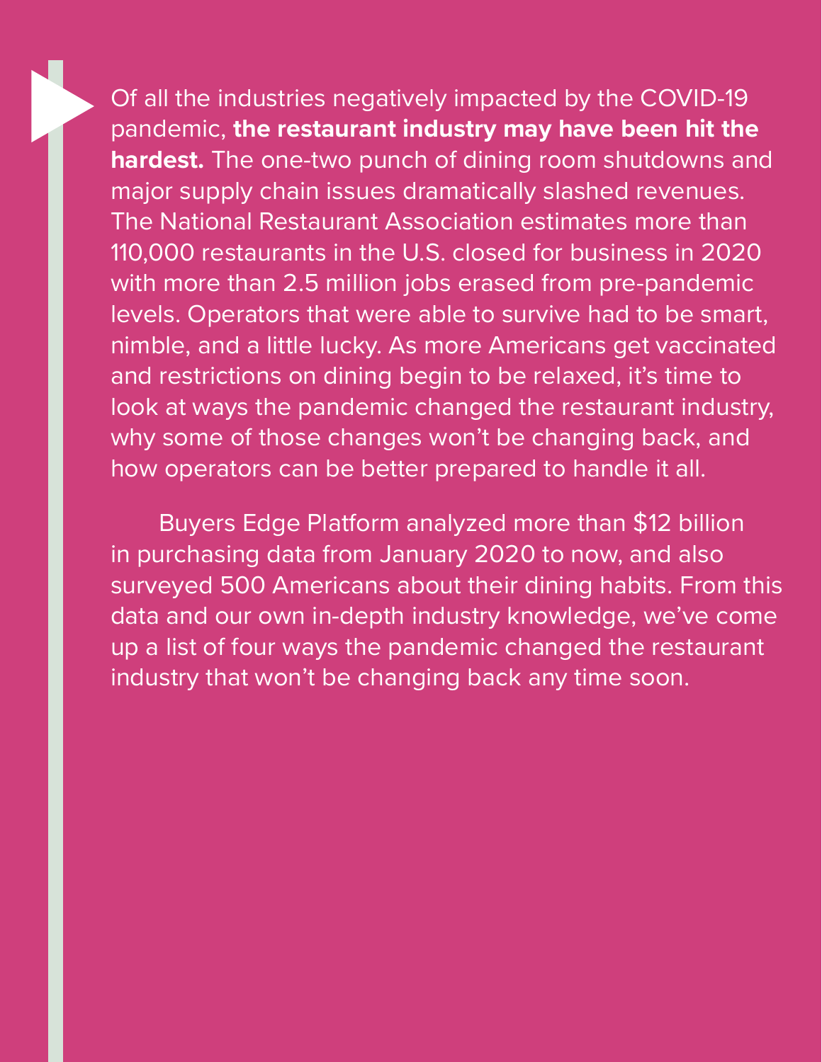Of all the industries negatively impacted by the COVID-19 pandemic, **the restaurant industry may have been hit the hardest.** The one-two punch of dining room shutdowns and major supply chain issues dramatically slashed revenues. The National Restaurant Association estimates more than 110,000 restaurants in the U.S. closed for business in 2020 with more than 2.5 million jobs erased from pre-pandemic levels. Operators that were able to survive had to be smart, nimble, and a little lucky. As more Americans get vaccinated and restrictions on dining begin to be relaxed, it's time to look at ways the pandemic changed the restaurant industry, why some of those changes won't be changing back, and how operators can be better prepared to handle it all.

Buyers Edge Platform analyzed more than $12 billion in purchasing data from January 2020 to now, and also surveyed 500 Americans about their dining habits. From this data and our own in-depth industry knowledge, we've come up a list of four ways the pandemic changed the restaurant industry that won't be changing back any time soon.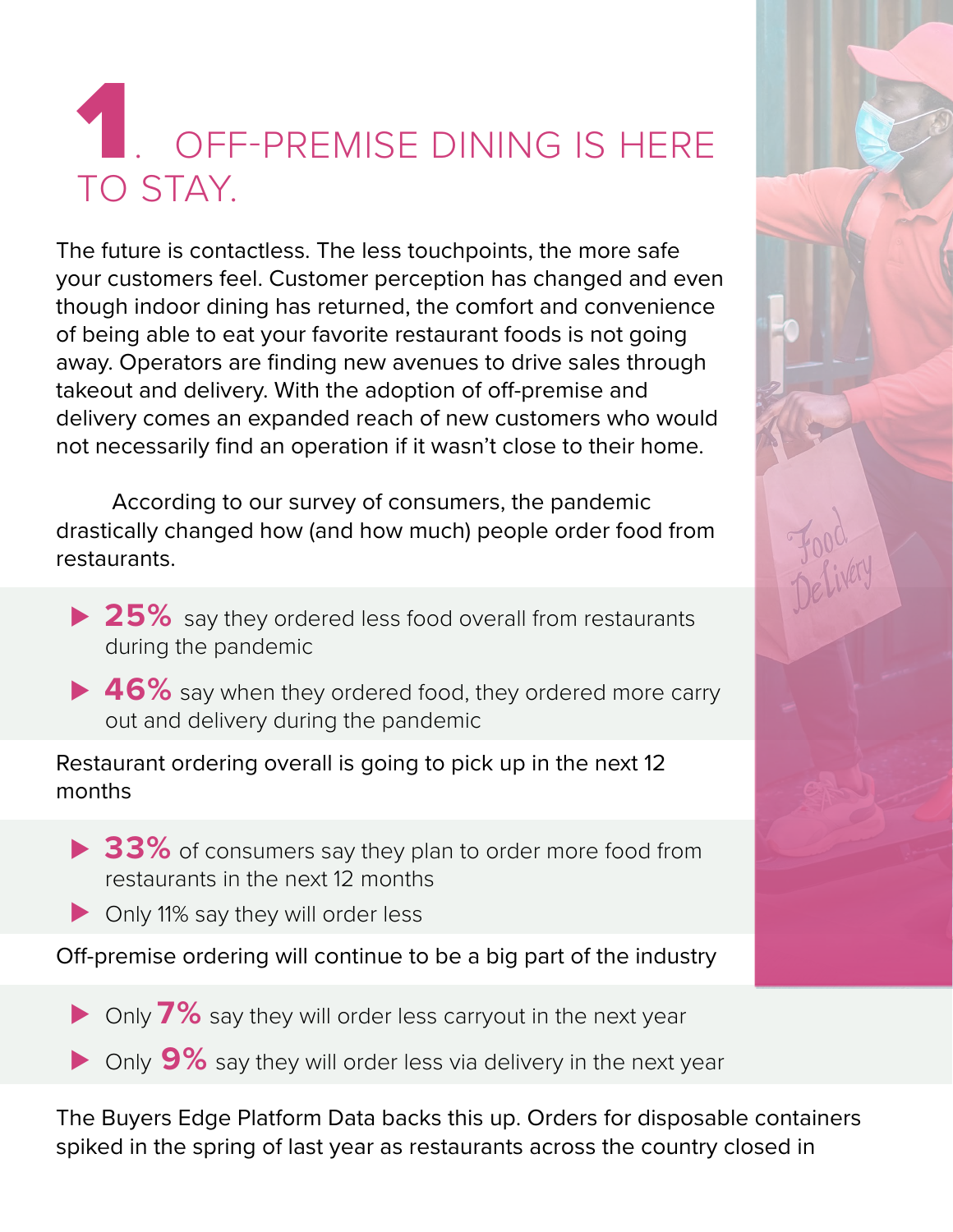# 1. OFF-PREMISE DINING IS HERE TO STAY.

The future is contactless. The less touchpoints, the more safe your customers feel. Customer perception has changed and even though indoor dining has returned, the comfort and convenience of being able to eat your favorite restaurant foods is not going away. Operators are finding new avenues to drive sales through takeout and delivery. With the adoption of off-premise and delivery comes an expanded reach of new customers who would not necessarily find an operation if it wasn't close to their home.

According to our survey of consumers, the pandemic drastically changed how (and how much) people order food from restaurants.

- **25%** say they ordered less food overall from restaurants during the pandemic
- **46%** say when they ordered food, they ordered more carry out and delivery during the pandemic

Restaurant ordering overall is going to pick up in the next 12 months

- **33%** of consumers say they plan to order more food from restaurants in the next 12 months
- Only 11% say they will order less

Off-premise ordering will continue to be a big part of the industry

- Only **7%** say they will order less carryout in the next year
- Only **9%** say they will order less via delivery in the next year

The Buyers Edge Platform Data backs this up. Orders for disposable containers spiked in the spring of last year as restaurants across the country closed in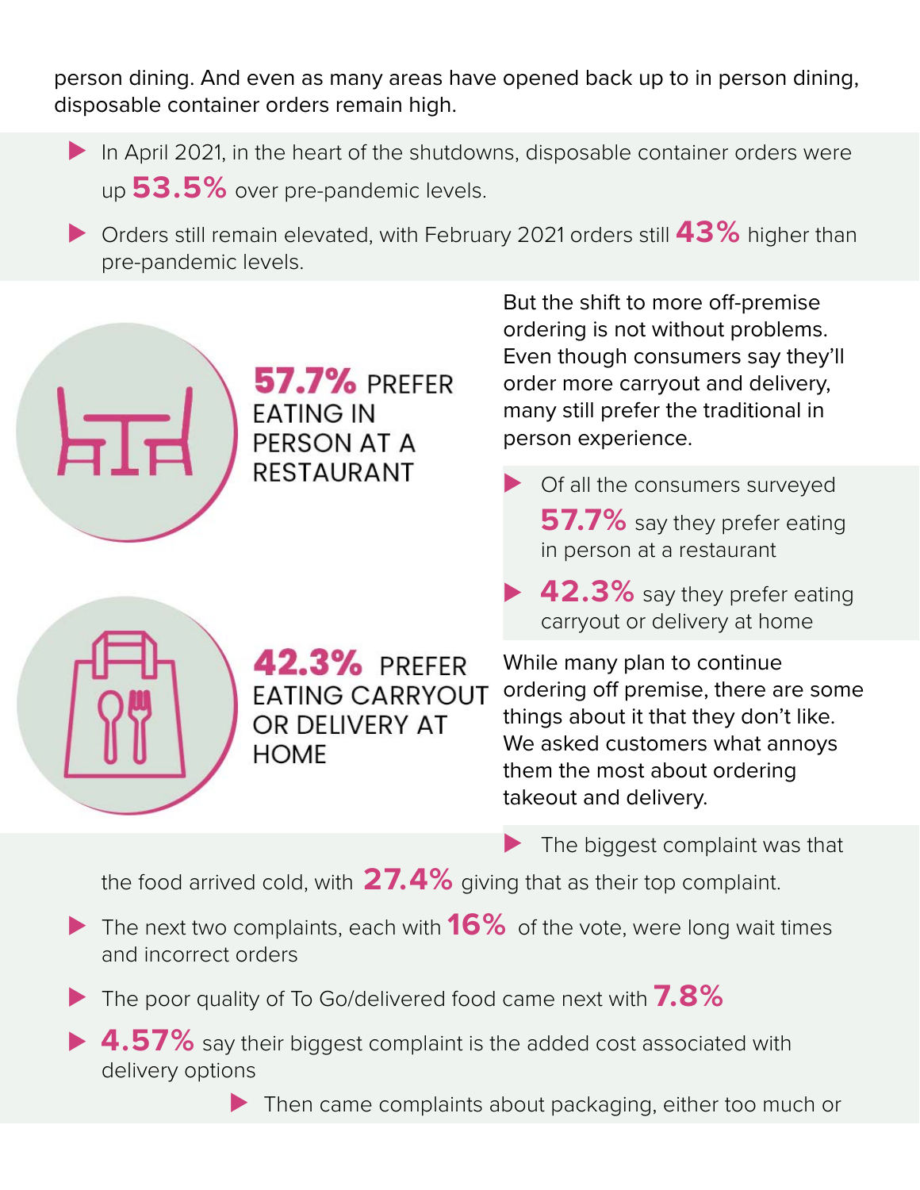person dining. And even as many areas have opened back up to in person dining, disposable container orders remain high.

- In April 2021, in the heart of the shutdowns, disposable container orders were up **53.5%** over pre-pandemic levels.
- Orders still remain elevated, with February 2021 orders still **43%** higher than pre-pandemic levels.

**57.7%** PREFER EATING IN PERSON AT A RESTAURANT

**42.3%** PREFER EATING CARRYOUT OR DELIVERY AT HOME

But the shift to more off-premise ordering is not without problems. Even though consumers say they'll order more carryout and delivery, many still prefer the traditional in person experience.

- Of all the consumers surveyed **57.7%** say they prefer eating in person at a restaurant
- **42.3%** say they prefer eating carryout or delivery at home

While many plan to continue ordering off premise, there are some things about it that they don't like. We asked customers what annoys them the most about ordering takeout and delivery.

- The biggest complaint was that the food arrived cold, with **27.4%** giving that as their top complaint.
- The next two complaints, each with **16%** of the vote, were long wait times and incorrect orders
- The poor quality of To Go/delivered food came next with **7.8%**
- **4.57%** say their biggest complaint is the added cost associated with delivery options
- Then came complaints about packaging, either too much or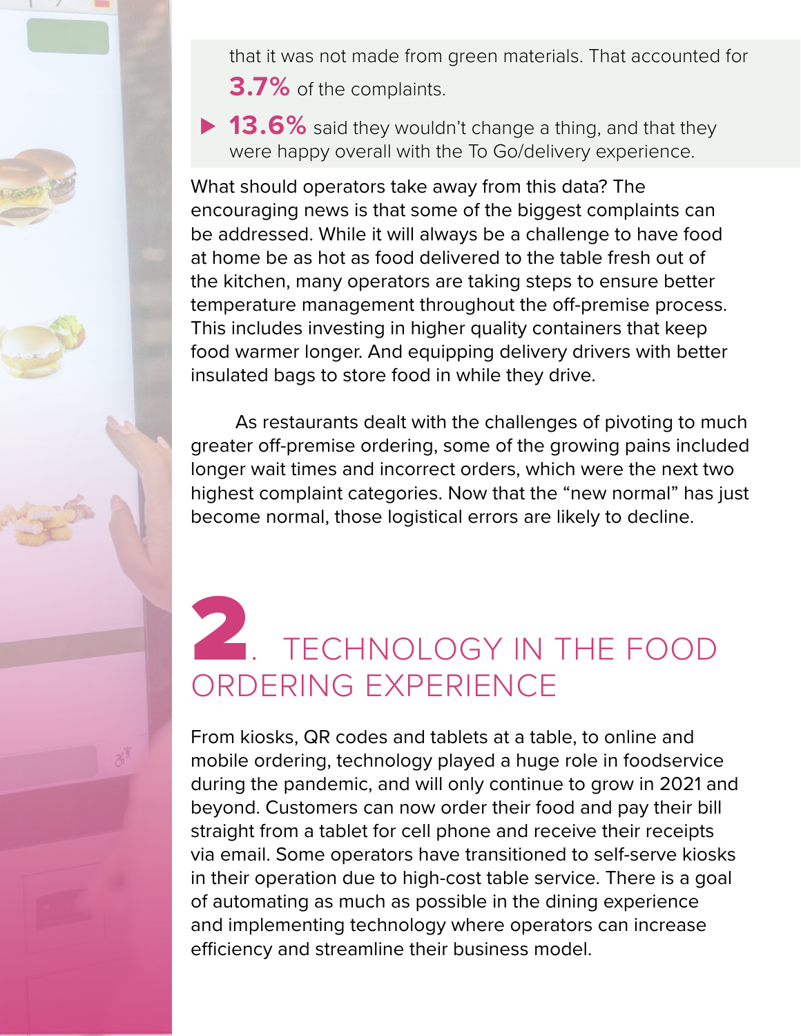that it was not made from green materials. That accounted for **3.7%** of the complaints.

- **13.6%** said they wouldn't change a thing, and that they were happy overall with the To Go/delivery experience.

What should operators take away from this data? The encouraging news is that some of the biggest complaints can be addressed. While it will always be a challenge to have food at home be as hot as food delivered to the table fresh out of the kitchen, many operators are taking steps to ensure better temperature management throughout the off-premise process. This includes investing in higher quality containers that keep food warmer longer. And equipping delivery drivers with better insulated bags to store food in while they drive.

As restaurants dealt with the challenges of pivoting to much greater off-premise ordering, some of the growing pains included longer wait times and incorrect orders, which were the next two highest complaint categories. Now that the "new normal" has just become normal, those logistical errors are likely to decline.

## 2. TECHNOLOGY IN THE FOOD ORDERING EXPERIENCE

From kiosks, QR codes and tablets at a table, to online and mobile ordering, technology played a huge role in foodservice during the pandemic, and will only continue to grow in 2021 and beyond. Customers can now order their food and pay their bill straight from a tablet for cell phone and receive their receipts via email. Some operators have transitioned to self-serve kiosks in their operation due to high-cost table service. There is a goal of automating as much as possible in the dining experience and implementing technology where operators can increase efficiency and streamline their business model.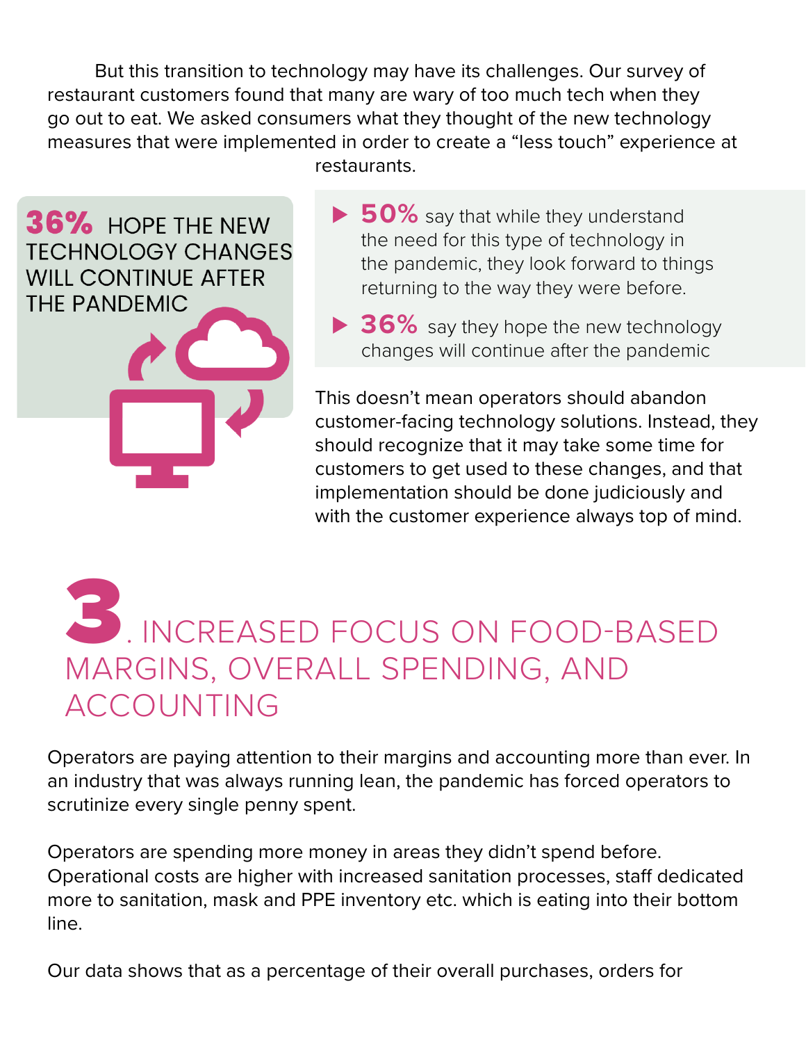But this transition to technology may have its challenges. Our survey of restaurant customers found that many are wary of too much tech when they go out to eat. We asked consumers what they thought of the new technology measures that were implemented in order to create a “less touch” experience at restaurants.

**36%** HOPE THE NEW TECHNOLOGY CHANGES WILL CONTINUE AFTER THE PANDEMIC

- **50%** say that while they understand the need for this type of technology in the pandemic, they look forward to things returning to the way they were before.
- **36%** say they hope the new technology changes will continue after the pandemic

This doesn’t mean operators should abandon customer-facing technology solutions. Instead, they should recognize that it may take some time for customers to get used to these changes, and that implementation should be done judiciously and with the customer experience always top of mind.

# 3. INCREASED FOCUS ON FOOD-BASED MARGINS, OVERALL SPENDING, AND ACCOUNTING

Operators are paying attention to their margins and accounting more than ever. In an industry that was always running lean, the pandemic has forced operators to scrutinize every single penny spent.

Operators are spending more money in areas they didn’t spend before. Operational costs are higher with increased sanitation processes, staff dedicated more to sanitation, mask and PPE inventory etc. which is eating into their bottom line.

Our data shows that as a percentage of their overall purchases, orders for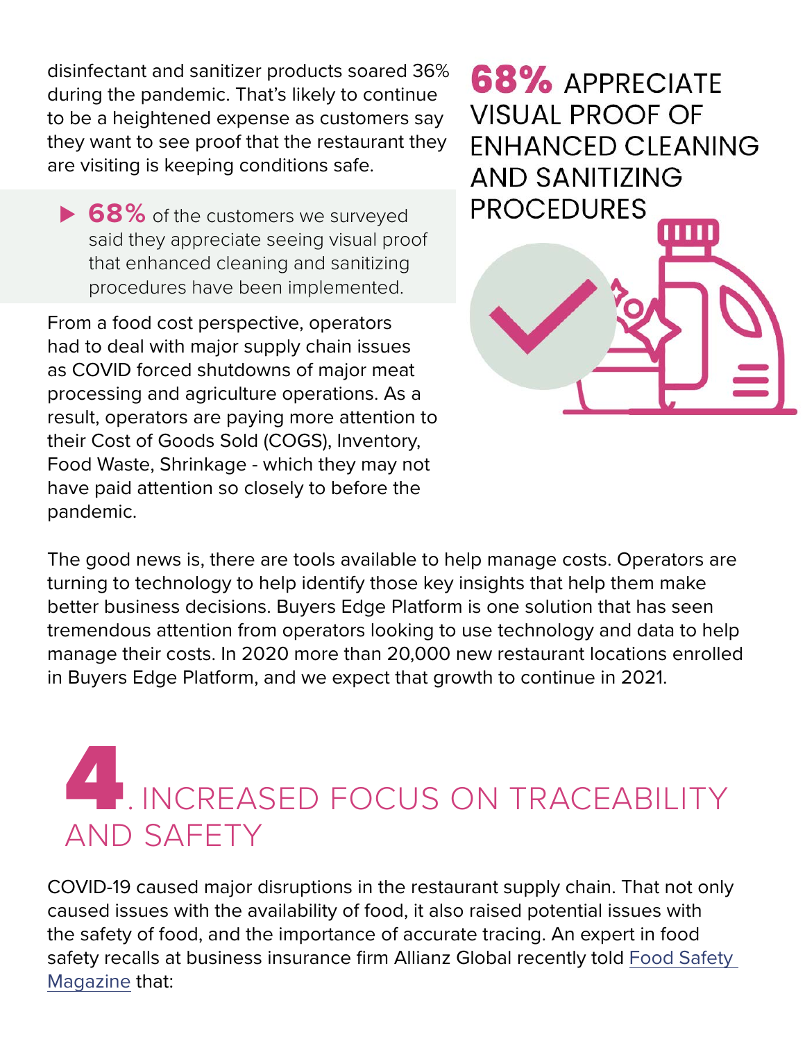disinfectant and sanitizer products soared 36% during the pandemic. That's likely to continue to be a heightened expense as customers say they want to see proof that the restaurant they are visiting is keeping conditions safe.

> ▶ **68%** of the customers we surveyed said they appreciate seeing visual proof that enhanced cleaning and sanitizing procedures have been implemented.

From a food cost perspective, operators had to deal with major supply chain issues as COVID forced shutdowns of major meat processing and agriculture operations. As a result, operators are paying more attention to their Cost of Goods Sold (COGS), Inventory, Food Waste, Shrinkage - which they may not have paid attention so closely to before the pandemic.

**68%** APPRECIATE VISUAL PROOF OF ENHANCED CLEANING AND SANITIZING PROCEDURES

The good news is, there are tools available to help manage costs. Operators are turning to technology to help identify those key insights that help them make better business decisions. Buyers Edge Platform is one solution that has seen tremendous attention from operators looking to use technology and data to help manage their costs. In 2020 more than 20,000 new restaurant locations enrolled in Buyers Edge Platform, and we expect that growth to continue in 2021.

## 4. INCREASED FOCUS ON TRACEABILITY AND SAFETY

COVID-19 caused major disruptions in the restaurant supply chain. That not only caused issues with the availability of food, it also raised potential issues with the safety of food, and the importance of accurate tracing. An expert in food safety recalls at business insurance firm Allianz Global recently told Food Safety Magazine that: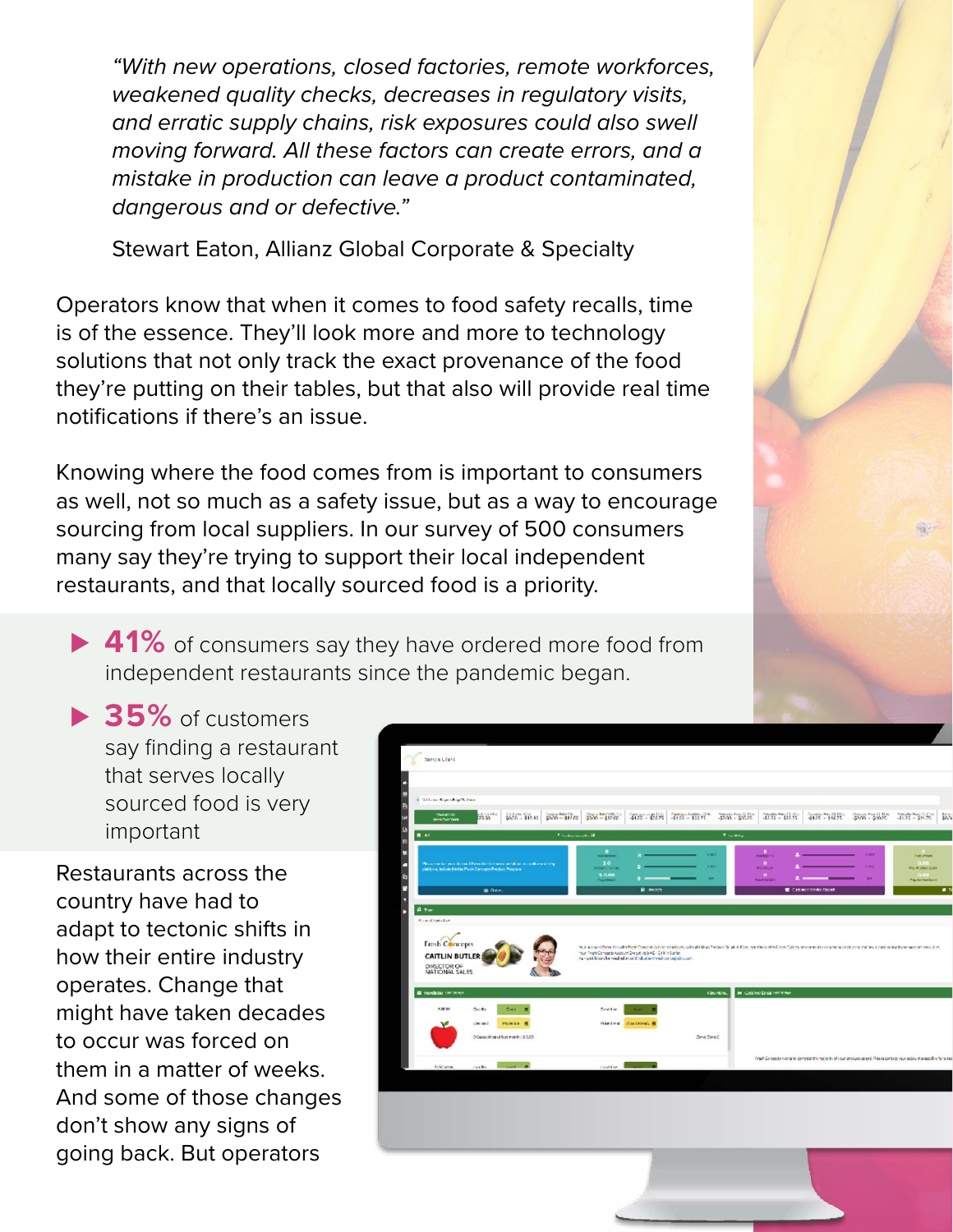*"With new operations, closed factories, remote workforces, weakened quality checks, decreases in regulatory visits, and erratic supply chains, risk exposures could also swell moving forward. All these factors can create errors, and a mistake in production can leave a product contaminated, dangerous and or defective."*

Stewart Eaton, Allianz Global Corporate & Specialty

Operators know that when it comes to food safety recalls, time is of the essence. They'll look more and more to technology solutions that not only track the exact provenance of the food they're putting on their tables, but that also will provide real time notifications if there's an issue.

Knowing where the food comes from is important to consumers as well, not so much as a safety issue, but as a way to encourage sourcing from local suppliers. In our survey of 500 consumers many say they're trying to support their local independent restaurants, and that locally sourced food is a priority.

- **41%** of consumers say they have ordered more food from independent restaurants since the pandemic began.
- **35%** of customers say finding a restaurant that serves locally sourced food is very important

Restaurants across the country have had to adapt to tectonic shifts in how their entire industry operates. Change that might have taken decades to occur was forced on them in a matter of weeks. And some of those changes don't show any signs of going back. But operators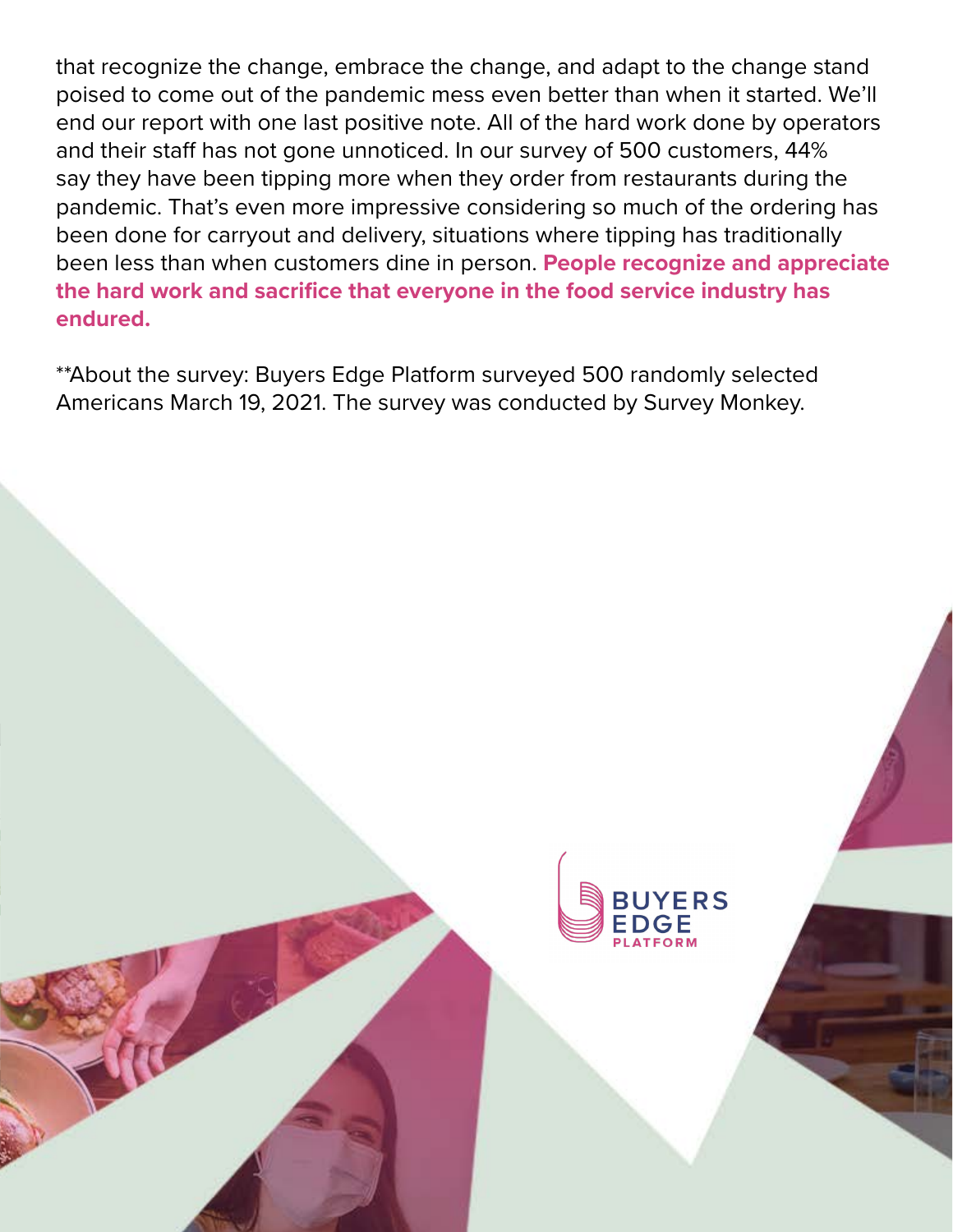that recognize the change, embrace the change, and adapt to the change stand poised to come out of the pandemic mess even better than when it started. We'll end our report with one last positive note. All of the hard work done by operators and their staff has not gone unnoticed. In our survey of 500 customers, 44% say they have been tipping more when they order from restaurants during the pandemic. That's even more impressive considering so much of the ordering has been done for carryout and delivery, situations where tipping has traditionally been less than when customers dine in person. **People recognize and appreciate the hard work and sacrifice that everyone in the food service industry has endured.**

**About the survey: Buyers Edge Platform surveyed 500 randomly selected Americans March 19, 2021. The survey was conducted by Survey Monkey.

BUYERS EDGE PLATFORM